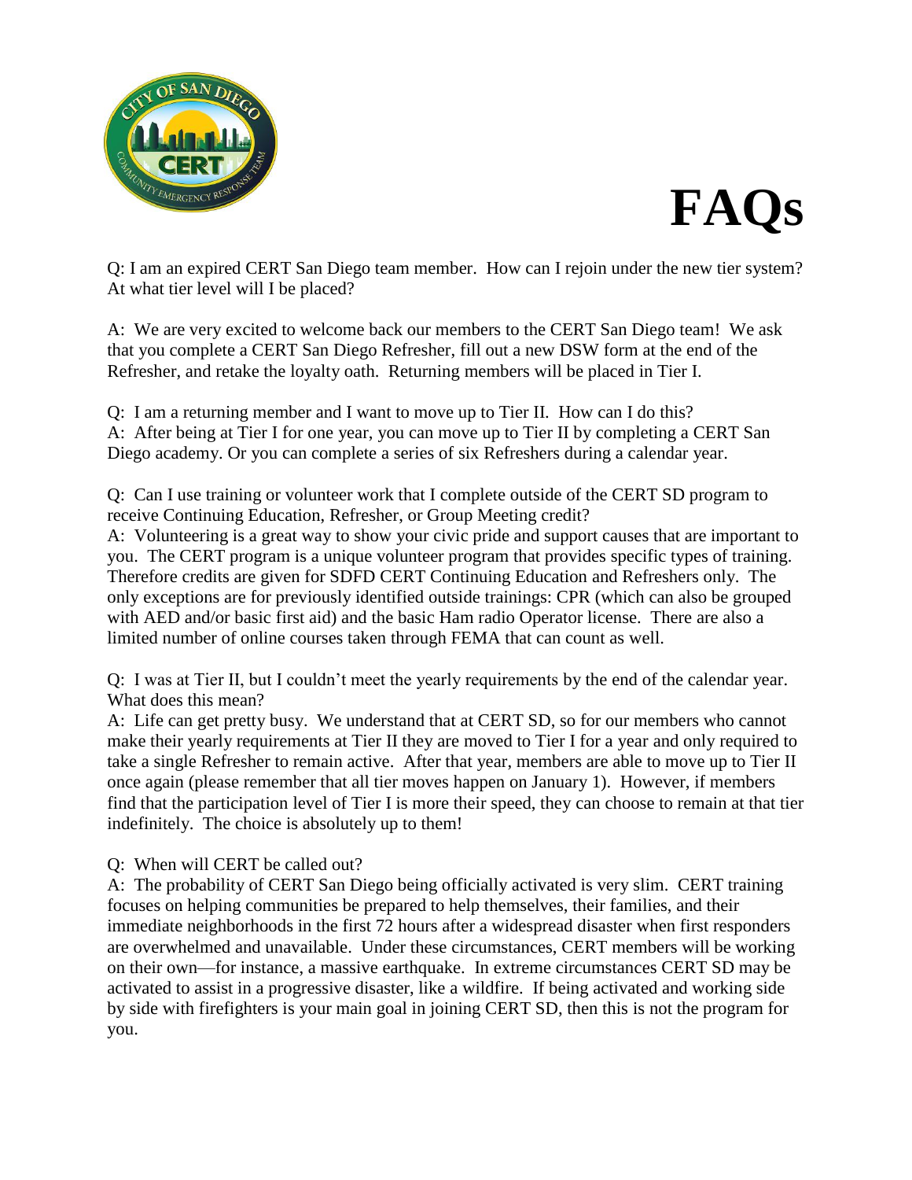# FAQs

Q: I am an expired CERT San Diego team member. How can I rejoin under the new tier system? At what tier level will I be placed?

A: We are very excited to welcome back our members to the CERT San Diego team! We ask that you complete a CERT San Diego Refresher, fill out a new DSW form at the end of the Refresher, and retake the loyalty oath. Returning members will be placed in Tier I.

Q: I am a returning member and I want to move up to Tier II. How can I do this?
A: After being at Tier I for one year, you can move up to Tier II by completing a CERT San Diego academy. Or you can complete a series of six Refreshers during a calendar year.

Q: Can I use training or volunteer work that I complete outside of the CERT SD program to receive Continuing Education, Refresher, or Group Meeting credit?
A: Volunteering is a great way to show your civic pride and support causes that are important to you. The CERT program is a unique volunteer program that provides specific types of training. Therefore credits are given for SDFD CERT Continuing Education and Refreshers only. The only exceptions are for previously identified outside trainings: CPR (which can also be grouped with AED and/or basic first aid) and the basic Ham radio Operator license. There are also a limited number of online courses taken through FEMA that can count as well.

Q: I was at Tier II, but I couldn't meet the yearly requirements by the end of the calendar year. What does this mean?
A: Life can get pretty busy. We understand that at CERT SD, so for our members who cannot make their yearly requirements at Tier II they are moved to Tier I for a year and only required to take a single Refresher to remain active. After that year, members are able to move up to Tier II once again (please remember that all tier moves happen on January 1). However, if members find that the participation level of Tier I is more their speed, they can choose to remain at that tier indefinitely. The choice is absolutely up to them!

Q: When will CERT be called out?
A: The probability of CERT San Diego being officially activated is very slim. CERT training focuses on helping communities be prepared to help themselves, their families, and their immediate neighborhoods in the first 72 hours after a widespread disaster when first responders are overwhelmed and unavailable. Under these circumstances, CERT members will be working on their own—for instance, a massive earthquake. In extreme circumstances CERT SD may be activated to assist in a progressive disaster, like a wildfire. If being activated and working side by side with firefighters is your main goal in joining CERT SD, then this is not the program for you.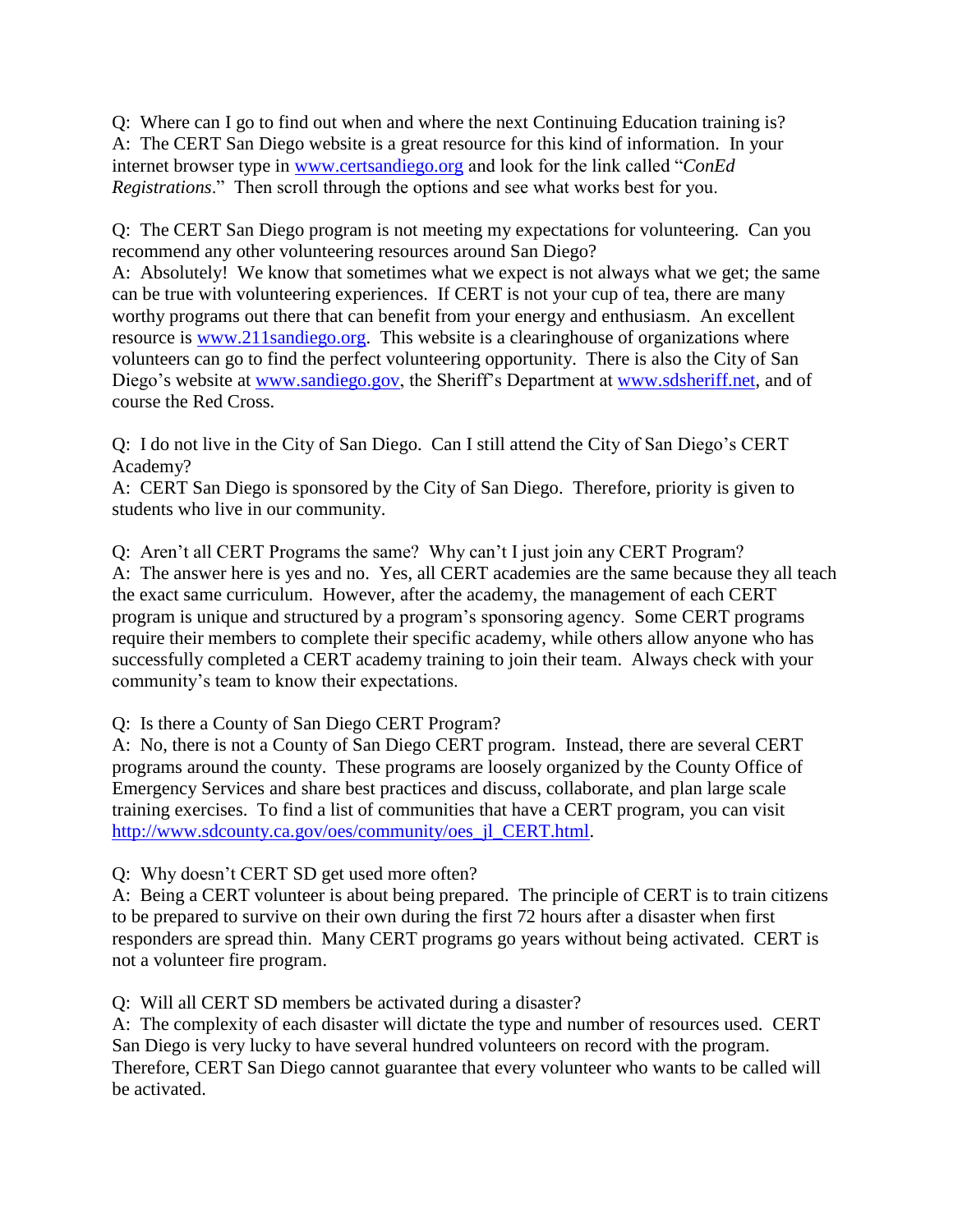Q: Where can I go to find out when and where the next Continuing Education training is?
A: The CERT San Diego website is a great resource for this kind of information. In your internet browser type in [www.certsandiego.org](www.certsandiego.org) and look for the link called "*ConEd Registrations*." Then scroll through the options and see what works best for you.

Q: The CERT San Diego program is not meeting my expectations for volunteering. Can you recommend any other volunteering resources around San Diego?
A: Absolutely! We know that sometimes what we expect is not always what we get; the same can be true with volunteering experiences. If CERT is not your cup of tea, there are many worthy programs out there that can benefit from your energy and enthusiasm. An excellent resource is [www.211sandiego.org](www.211sandiego.org). This website is a clearinghouse of organizations where volunteers can go to find the perfect volunteering opportunity. There is also the City of San Diego's website at [www.sandiego.gov](www.sandiego.gov), the Sheriff's Department at [www.sdsheriff.net](www.sdsheriff.net), and of course the Red Cross.

Q: I do not live in the City of San Diego. Can I still attend the City of San Diego's CERT Academy?
A: CERT San Diego is sponsored by the City of San Diego. Therefore, priority is given to students who live in our community.

Q: Aren't all CERT Programs the same? Why can't I just join any CERT Program?
A: The answer here is yes and no. Yes, all CERT academies are the same because they all teach the exact same curriculum. However, after the academy, the management of each CERT program is unique and structured by a program's sponsoring agency. Some CERT programs require their members to complete their specific academy, while others allow anyone who has successfully completed a CERT academy training to join their team. Always check with your community's team to know their expectations.

Q: Is there a County of San Diego CERT Program?
A: No, there is not a County of San Diego CERT program. Instead, there are several CERT programs around the county. These programs are loosely organized by the County Office of Emergency Services and share best practices and discuss, collaborate, and plan large scale training exercises. To find a list of communities that have a CERT program, you can visit [http://www.sdcounty.ca.gov/oes/community/oes_jl_CERT.html](http://www.sdcounty.ca.gov/oes/community/oes_jl_CERT.html).

Q: Why doesn't CERT SD get used more often?
A: Being a CERT volunteer is about being prepared. The principle of CERT is to train citizens to be prepared to survive on their own during the first 72 hours after a disaster when first responders are spread thin. Many CERT programs go years without being activated. CERT is not a volunteer fire program.

Q: Will all CERT SD members be activated during a disaster?
A: The complexity of each disaster will dictate the type and number of resources used. CERT San Diego is very lucky to have several hundred volunteers on record with the program. Therefore, CERT San Diego cannot guarantee that every volunteer who wants to be called will be activated.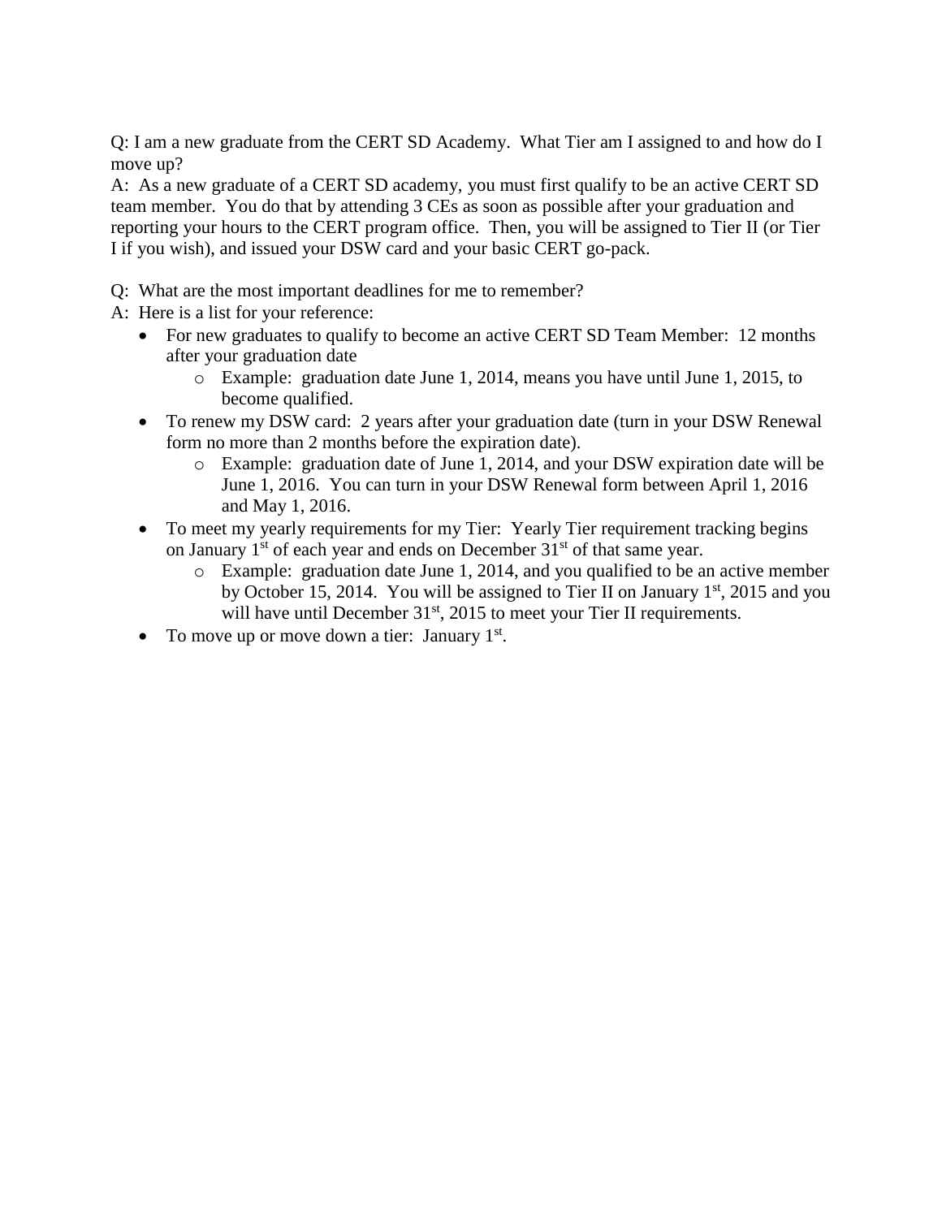Q: I am a new graduate from the CERT SD Academy. What Tier am I assigned to and how do I move up?

A: As a new graduate of a CERT SD academy, you must first qualify to be an active CERT SD team member. You do that by attending 3 CEs as soon as possible after your graduation and reporting your hours to the CERT program office. Then, you will be assigned to Tier II (or Tier I if you wish), and issued your DSW card and your basic CERT go-pack.

Q: What are the most important deadlines for me to remember?

A: Here is a list for your reference:

- For new graduates to qualify to become an active CERT SD Team Member: 12 months after your graduation date
  - Example: graduation date June 1, 2014, means you have until June 1, 2015, to become qualified.
- To renew my DSW card: 2 years after your graduation date (turn in your DSW Renewal form no more than 2 months before the expiration date).
  - Example: graduation date of June 1, 2014, and your DSW expiration date will be June 1, 2016. You can turn in your DSW Renewal form between April 1, 2016 and May 1, 2016.
- To meet my yearly requirements for my Tier: Yearly Tier requirement tracking begins on January 1st of each year and ends on December 31st of that same year.
  - Example: graduation date June 1, 2014, and you qualified to be an active member by October 15, 2014. You will be assigned to Tier II on January 1st, 2015 and you will have until December 31st, 2015 to meet your Tier II requirements.
- To move up or move down a tier: January 1st.